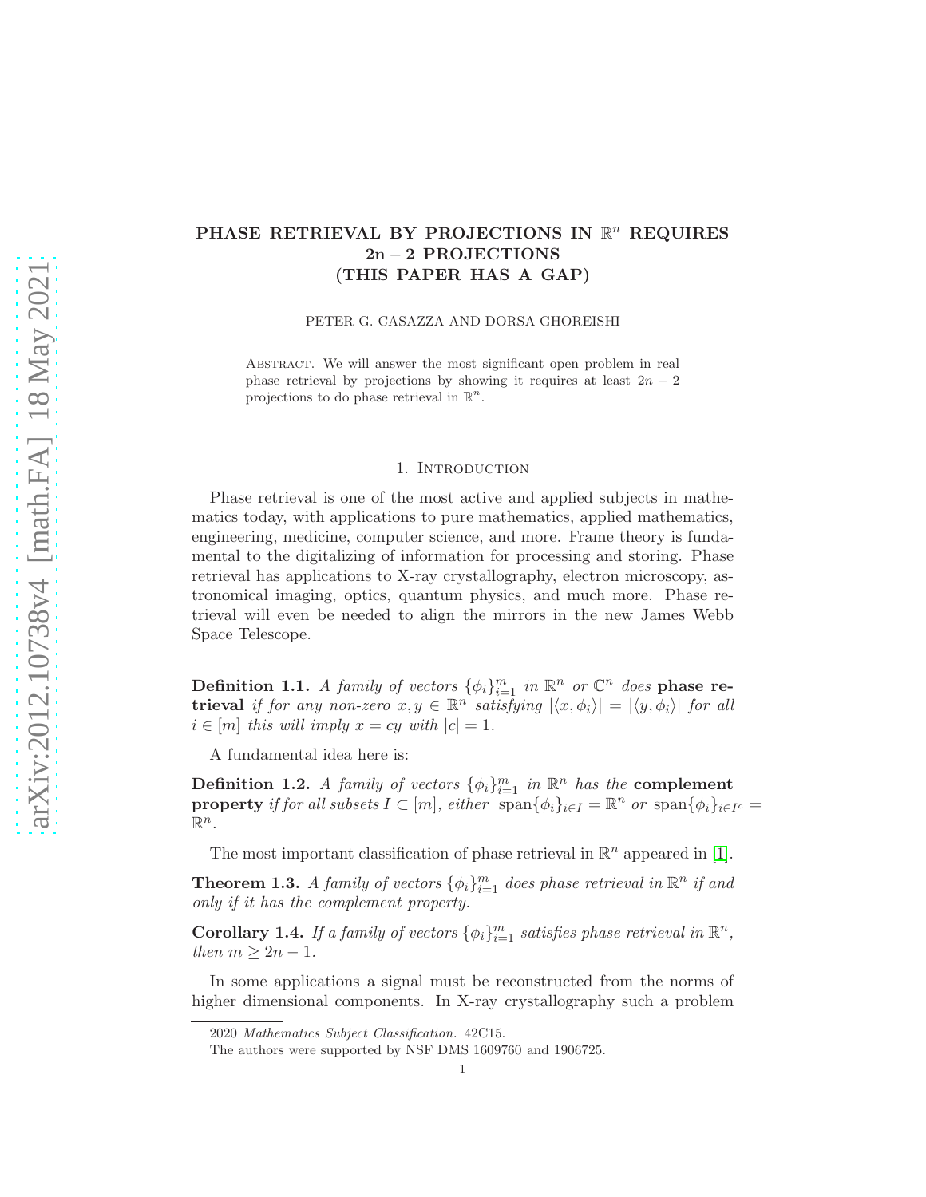# PHASE RETRIEVAL BY PROJECTIONS IN $\mathbb{R}^n$ REQUIRES 2n – 2 PROJECTIONS (THIS PAPER HAS A GAP)

PETER G. CASAZZA AND DORSA GHOREISHI

Abstract. We will answer the most significant open problem in real phase retrieval by projections by showing it requires at least $2n-2$ projections to do phase retrieval in $\mathbb{R}^n$.

## 1. Introduction

Phase retrieval is one of the most active and applied subjects in mathematics today, with applications to pure mathematics, applied mathematics, engineering, medicine, computer science, and more. Frame theory is fundamental to the digitalizing of information for processing and storing. Phase retrieval has applications to X-ray crystallography, electron microscopy, astronomical imaging, optics, quantum physics, and much more. Phase retrieval will even be needed to align the mirrors in the new James Webb Space Telescope.

**Definition 1.1.** *A family of vectors $\{\phi_i\}_{i=1}^m$ in $\mathbb{R}^n$ or $\mathbb{C}^n$ does* **phase retrieval** *if for any non-zero $x, y \in \mathbb{R}^n$ satisfying $|\langle x, \phi_i\rangle| = |\langle y, \phi_i\rangle|$ for all $i \in [m]$ this will imply $x = cy$ with $|c| = 1$.*

A fundamental idea here is:

**Definition 1.2.** *A family of vectors $\{\phi_i\}_{i=1}^m$ in $\mathbb{R}^n$ has the* **complement property** *if for all subsets $I \subset [m]$, either $\text{span}\{\phi_i\}_{i\in I} = \mathbb{R}^n$ or $\text{span}\{\phi_i\}_{i\in I^c} = \mathbb{R}^n$.*

The most important classification of phase retrieval in $\mathbb{R}^n$ appeared in [1].

**Theorem 1.3.** *A family of vectors $\{\phi_i\}_{i=1}^m$ does phase retrieval in $\mathbb{R}^n$ if and only if it has the complement property.*

**Corollary 1.4.** *If a family of vectors $\{\phi_i\}_{i=1}^m$ satisfies phase retrieval in $\mathbb{R}^n$, then $m \geq 2n - 1$.*

In some applications a signal must be reconstructed from the norms of higher dimensional components. In X-ray crystallography such a problem

2020 *Mathematics Subject Classification.* 42C15.

The authors were supported by NSF DMS 1609760 and 1906725.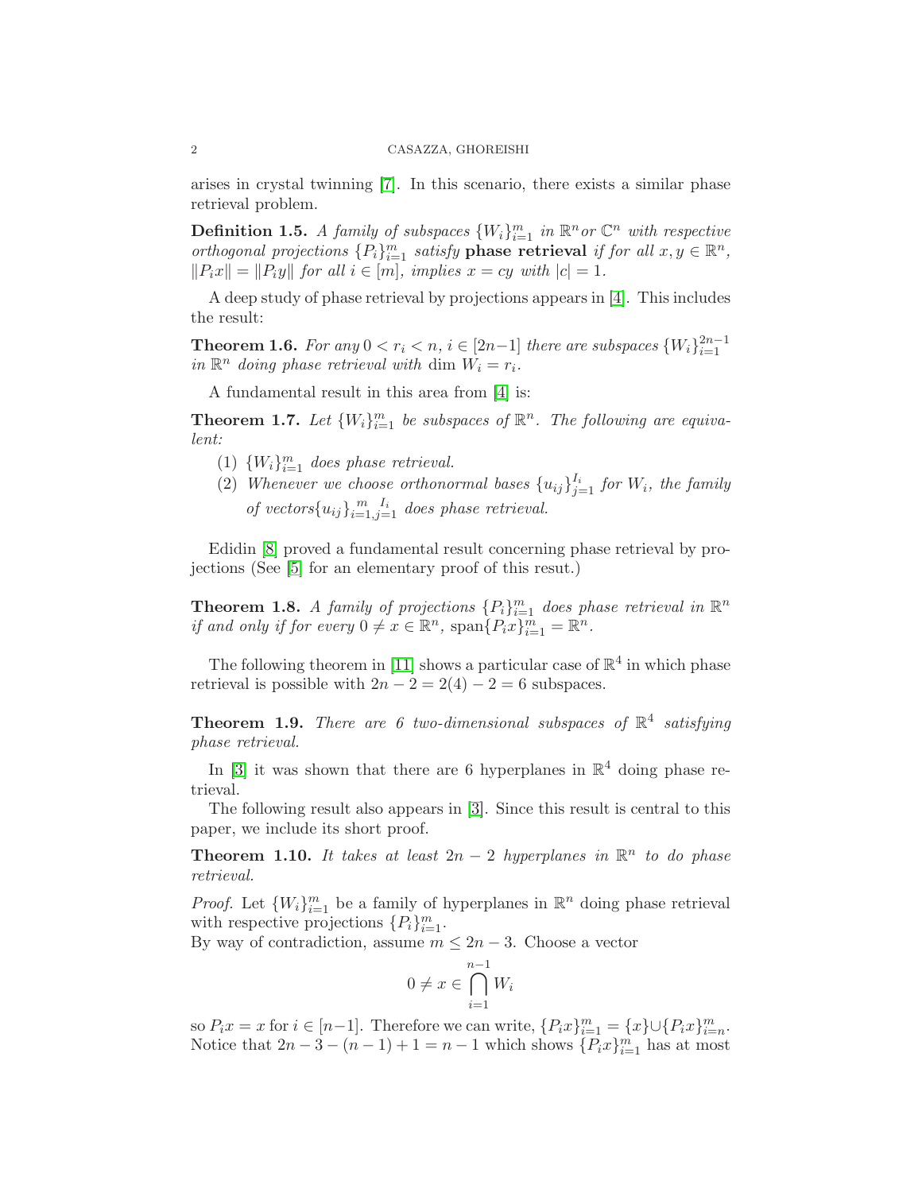arises in crystal twinning [7]. In this scenario, there exists a similar phase retrieval problem.

**Definition 1.5.** *A family of subspaces $\{W_i\}_{i=1}^m$ in $\mathbb{R}^n$ or $\mathbb{C}^n$ with respective orthogonal projections $\{P_i\}_{i=1}^m$ satisfy* **phase retrieval** *if for all $x, y \in \mathbb{R}^n$, $\|P_i x\| = \|P_i y\|$ for all $i \in [m]$, implies $x = cy$ with $|c| = 1$.*

A deep study of phase retrieval by projections appears in [4]. This includes the result:

**Theorem 1.6.** *For any $0 < r_i < n$, $i \in [2n-1]$ there are subspaces $\{W_i\}_{i=1}^{2n-1}$ in $\mathbb{R}^n$ doing phase retrieval with $\dim W_i = r_i$.*

A fundamental result in this area from [4] is:

**Theorem 1.7.** *Let $\{W_i\}_{i=1}^m$ be subspaces of $\mathbb{R}^n$. The following are equivalent:*

1. *$\{W_i\}_{i=1}^m$ does phase retrieval.*
2. *Whenever we choose orthonormal bases $\{u_{ij}\}_{j=1}^{I_i}$ for $W_i$, the family of vectors $\{u_{ij}\}_{i=1,j=1}^{m \ \ I_i}$ does phase retrieval.*

Edidin [8] proved a fundamental result concerning phase retrieval by projections (See [5] for an elementary proof of this resut.)

**Theorem 1.8.** *A family of projections $\{P_i\}_{i=1}^m$ does phase retrieval in $\mathbb{R}^n$ if and only if for every $0 \neq x \in \mathbb{R}^n$, $\text{span}\{P_i x\}_{i=1}^m = \mathbb{R}^n$.*

The following theorem in [11] shows a particular case of $\mathbb{R}^4$ in which phase retrieval is possible with $2n - 2 = 2(4) - 2 = 6$ subspaces.

**Theorem 1.9.** *There are 6 two-dimensional subspaces of $\mathbb{R}^4$ satisfying phase retrieval.*

In [3] it was shown that there are 6 hyperplanes in $\mathbb{R}^4$ doing phase retrieval.

The following result also appears in [3]. Since this result is central to this paper, we include its short proof.

**Theorem 1.10.** *It takes at least $2n - 2$ hyperplanes in $\mathbb{R}^n$ to do phase retrieval.*

*Proof.* Let $\{W_i\}_{i=1}^m$ be a family of hyperplanes in $\mathbb{R}^n$ doing phase retrieval with respective projections $\{P_i\}_{i=1}^m$.
By way of contradiction, assume $m \leq 2n - 3$. Choose a vector

$$0 \neq x \in \bigcap_{i=1}^{n-1} W_i$$

so $P_i x = x$ for $i \in [n-1]$. Therefore we can write, $\{P_i x\}_{i=1}^m = \{x\} \cup \{P_i x\}_{i=n}^m$. Notice that $2n - 3 - (n-1) + 1 = n - 1$ which shows $\{P_i x\}_{i=1}^m$ has at most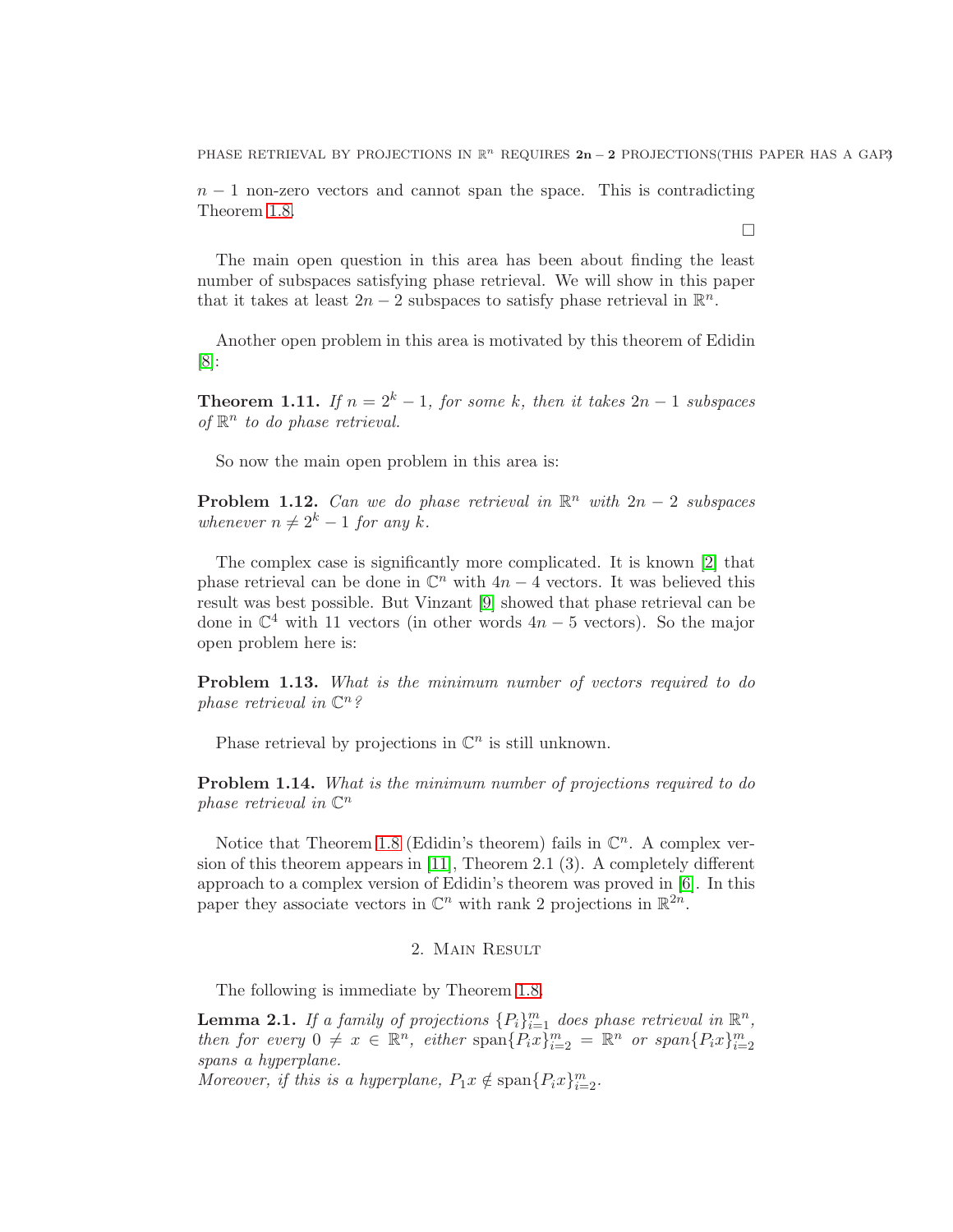$n-1$ non-zero vectors and cannot span the space. This is contradicting Theorem 1.8.

□

The main open question in this area has been about finding the least number of subspaces satisfying phase retrieval. We will show in this paper that it takes at least $2n-2$ subspaces to satisfy phase retrieval in $\mathbb{R}^n$.

Another open problem in this area is motivated by this theorem of Edidin [8]:

**Theorem 1.11.** *If $n = 2^k - 1$, for some $k$, then it takes $2n-1$ subspaces of $\mathbb{R}^n$ to do phase retrieval.*

So now the main open problem in this area is:

**Problem 1.12.** *Can we do phase retrieval in $\mathbb{R}^n$ with $2n-2$ subspaces whenever $n \neq 2^k - 1$ for any $k$.*

The complex case is significantly more complicated. It is known [2] that phase retrieval can be done in $\mathbb{C}^n$ with $4n-4$ vectors. It was believed this result was best possible. But Vinzant [9] showed that phase retrieval can be done in $\mathbb{C}^4$ with 11 vectors (in other words $4n-5$ vectors). So the major open problem here is:

**Problem 1.13.** *What is the minimum number of vectors required to do phase retrieval in $\mathbb{C}^n$?*

Phase retrieval by projections in $\mathbb{C}^n$ is still unknown.

**Problem 1.14.** *What is the minimum number of projections required to do phase retrieval in $\mathbb{C}^n$*

Notice that Theorem 1.8 (Edidin's theorem) fails in $\mathbb{C}^n$. A complex version of this theorem appears in [11], Theorem 2.1 (3). A completely different approach to a complex version of Edidin's theorem was proved in [6]. In this paper they associate vectors in $\mathbb{C}^n$ with rank 2 projections in $\mathbb{R}^{2n}$.

## 2. Main Result

The following is immediate by Theorem 1.8.

**Lemma 2.1.** *If a family of projections $\{P_i\}_{i=1}^m$ does phase retrieval in $\mathbb{R}^n$, then for every $0 \neq x \in \mathbb{R}^n$, either $\text{span}\{P_i x\}_{i=2}^m = \mathbb{R}^n$ or $\text{span}\{P_i x\}_{i=2}^m$ spans a hyperplane.*
*Moreover, if this is a hyperplane, $P_1 x \notin \text{span}\{P_i x\}_{i=2}^m$.*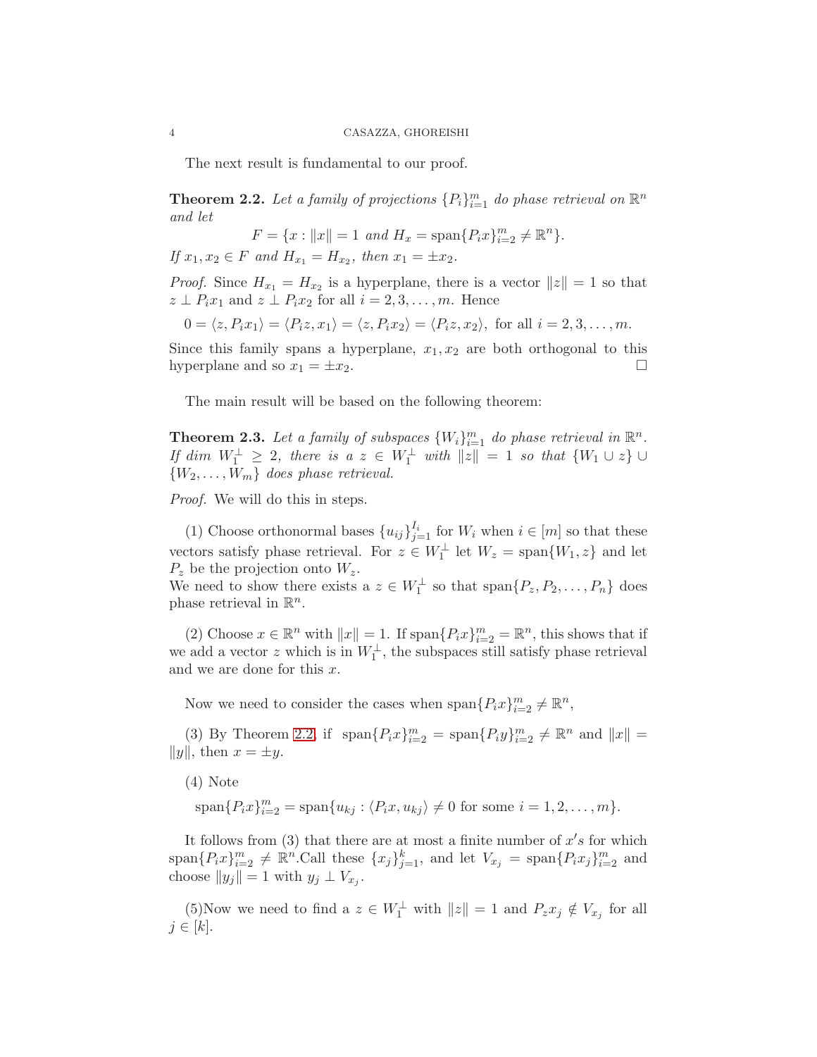The next result is fundamental to our proof.

**Theorem 2.2.** *Let a family of projections $\{P_i\}_{i=1}^m$ do phase retrieval on $\mathbb{R}^n$ and let*

$$F = \{x : \|x\| = 1 \text{ and } H_x = \text{span}\{P_i x\}_{i=2}^m \neq \mathbb{R}^n\}.$$

*If $x_1, x_2 \in F$ and $H_{x_1} = H_{x_2}$, then $x_1 = \pm x_2$.*

*Proof.* Since $H_{x_1} = H_{x_2}$ is a hyperplane, there is a vector $\|z\| = 1$ so that $z \perp P_i x_1$ and $z \perp P_i x_2$ for all $i = 2, 3, \ldots, m$. Hence

$$0 = \langle z, P_i x_1 \rangle = \langle P_i z, x_1 \rangle = \langle z, P_i x_2 \rangle = \langle P_i z, x_2 \rangle, \text{ for all } i = 2, 3, \ldots, m.$$

Since this family spans a hyperplane, $x_1, x_2$ are both orthogonal to this hyperplane and so $x_1 = \pm x_2$. $\square$

The main result will be based on the following theorem:

**Theorem 2.3.** *Let a family of subspaces $\{W_i\}_{i=1}^m$ do phase retrieval in $\mathbb{R}^n$. If dim $W_1^\perp \geq 2$, there is a $z \in W_1^\perp$ with $\|z\| = 1$ so that $\{W_1 \cup z\} \cup \{W_2, \ldots, W_m\}$ does phase retrieval.*

*Proof.* We will do this in steps.

(1) Choose orthonormal bases $\{u_{ij}\}_{j=1}^{I_i}$ for $W_i$ when $i \in [m]$ so that these vectors satisfy phase retrieval. For $z \in W_1^\perp$ let $W_z = \text{span}\{W_1, z\}$ and let $P_z$ be the projection onto $W_z$.
We need to show there exists a $z \in W_1^\perp$ so that $\text{span}\{P_z, P_2, \ldots, P_n\}$ does phase retrieval in $\mathbb{R}^n$.

(2) Choose $x \in \mathbb{R}^n$ with $\|x\| = 1$. If $\text{span}\{P_i x\}_{i=2}^m = \mathbb{R}^n$, this shows that if we add a vector $z$ which is in $W_1^\perp$, the subspaces still satisfy phase retrieval and we are done for this $x$.

Now we need to consider the cases when $\text{span}\{P_i x\}_{i=2}^m \neq \mathbb{R}^n$,

(3) By Theorem 2.2, if $\text{span}\{P_i x\}_{i=2}^m = \text{span}\{P_i y\}_{i=2}^m \neq \mathbb{R}^n$ and $\|x\| = \|y\|$, then $x = \pm y$.

(4) Note

$$\text{span}\{P_i x\}_{i=2}^m = \text{span}\{u_{kj} : \langle P_i x, u_{kj} \rangle \neq 0 \text{ for some } i = 1, 2, \ldots, m\}.$$

It follows from (3) that there are at most a finite number of $x's$ for which $\text{span}\{P_i x\}_{i=2}^m \neq \mathbb{R}^n$.Call these $\{x_j\}_{j=1}^k$, and let $V_{x_j} = \text{span}\{P_i x_j\}_{i=2}^m$ and choose $\|y_j\| = 1$ with $y_j \perp V_{x_j}$.

(5)Now we need to find a $z \in W_1^\perp$ with $\|z\| = 1$ and $P_z x_j \notin V_{x_j}$ for all $j \in [k]$.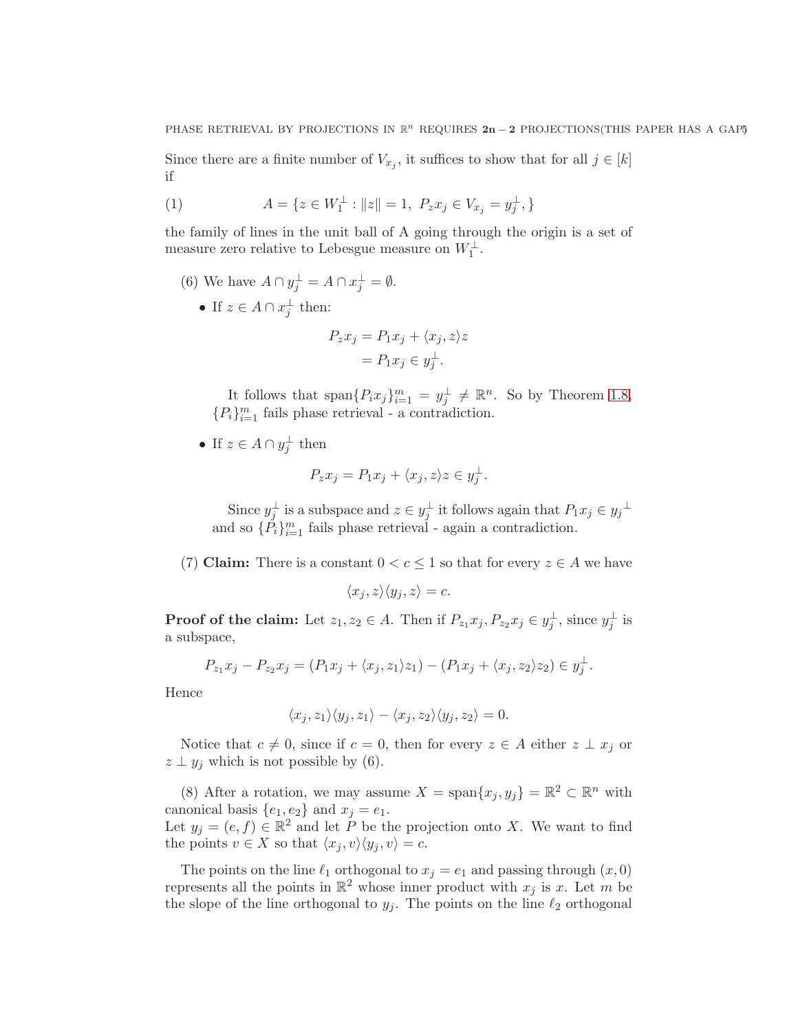Since there are a finite number of $V_{x_j}$, it suffices to show that for all $j \in [k]$ if

$$A = \{z \in W_1^{\perp} : \|z\| = 1,\ P_z x_j \in V_{x_j} = y_j^{\perp}, \} \tag{1}$$

the family of lines in the unit ball of A going through the origin is a set of measure zero relative to Lebesgue measure on $W_1^{\perp}$.

(6) We have $A \cap y_j^{\perp} = A \cap x_j^{\perp} = \emptyset$.

- If $z \in A \cap x_j^{\perp}$ then:

$$\begin{aligned} P_z x_j &= P_1 x_j + \langle x_j, z\rangle z \\ &= P_1 x_j \in y_j^{\perp}. \end{aligned}$$

  It follows that $\text{span}\{P_i x_j\}_{i=1}^m = y_j^{\perp} \neq \mathbb{R}^n$. So by Theorem 1.8, $\{P_i\}_{i=1}^m$ fails phase retrieval - a contradiction.

- If $z \in A \cap y_j^{\perp}$ then

$$P_z x_j = P_1 x_j + \langle x_j, z\rangle z \in y_j^{\perp}.$$

  Since $y_j^{\perp}$ is a subspace and $z \in y_j^{\perp}$ it follows again that $P_1 x_j \in {y_j}^{\perp}$ and so $\{P_i\}_{i=1}^m$ fails phase retrieval - again a contradiction.

(7) **Claim:** There is a constant $0 < c \leq 1$ so that for every $z \in A$ we have

$$\langle x_j, z\rangle \langle y_j, z\rangle = c.$$

**Proof of the claim:** Let $z_1, z_2 \in A$. Then if $P_{z_1} x_j, P_{z_2} x_j \in y_j^{\perp}$, since $y_j^{\perp}$ is a subspace,

$$P_{z_1} x_j - P_{z_2} x_j = (P_1 x_j + \langle x_j, z_1\rangle z_1) - (P_1 x_j + \langle x_j, z_2\rangle z_2) \in y_j^{\perp}.$$

Hence

$$\langle x_j, z_1\rangle \langle y_j, z_1\rangle - \langle x_j, z_2\rangle \langle y_j, z_2\rangle = 0.$$

Notice that $c \neq 0$, since if $c = 0$, then for every $z \in A$ either $z \perp x_j$ or $z \perp y_j$ which is not possible by (6).

(8) After a rotation, we may assume $X = \text{span}\{x_j, y_j\} = \mathbb{R}^2 \subset \mathbb{R}^n$ with canonical basis $\{e_1, e_2\}$ and $x_j = e_1$.
Let $y_j = (e, f) \in \mathbb{R}^2$ and let $P$ be the projection onto $X$. We want to find the points $v \in X$ so that $\langle x_j, v\rangle \langle y_j, v\rangle = c$.

The points on the line $\ell_1$ orthogonal to $x_j = e_1$ and passing through $(x, 0)$ represents all the points in $\mathbb{R}^2$ whose inner product with $x_j$ is $x$. Let $m$ be the slope of the line orthogonal to $y_j$. The points on the line $\ell_2$ orthogonal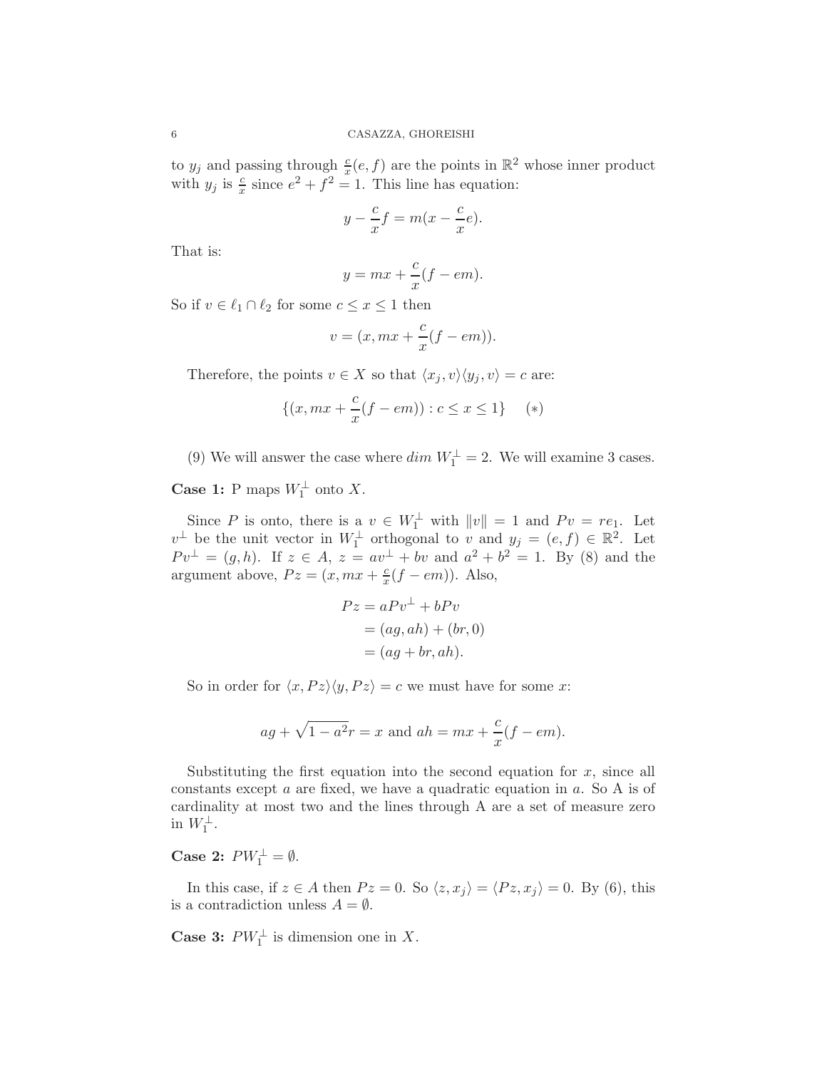to $y_j$ and passing through $\frac{c}{x}(e,f)$ are the points in $\mathbb{R}^2$ whose inner product with $y_j$ is $\frac{c}{x}$ since $e^2+f^2=1$. This line has equation:

$$y - \frac{c}{x}f = m(x - \frac{c}{x}e).$$

That is:

$$y = mx + \frac{c}{x}(f - em).$$

So if $v \in \ell_1 \cap \ell_2$ for some $c \le x \le 1$ then

$$v = (x, mx + \frac{c}{x}(f - em)).$$

Therefore, the points $v \in X$ so that $\langle x_j, v\rangle\langle y_j, v\rangle = c$ are:

$$\{(x, mx + \frac{c}{x}(f - em)) : c \le x \le 1\} \qquad (*)$$

(9) We will answer the case where $dim\ W_1^\perp = 2$. We will examine 3 cases.

**Case 1:** P maps $W_1^\perp$ onto $X$.

Since $P$ is onto, there is a $v \in W_1^\perp$ with $\|v\| = 1$ and $Pv = re_1$. Let $v^\perp$ be the unit vector in $W_1^\perp$ orthogonal to $v$ and $y_j = (e,f) \in \mathbb{R}^2$. Let $Pv^\perp = (g,h)$. If $z \in A$, $z = av^\perp + bv$ and $a^2+b^2=1$. By (8) and the argument above, $Pz = (x, mx + \frac{c}{x}(f-em))$. Also,

$$\begin{aligned} Pz &= aPv^\perp + bPv \\ &= (ag, ah) + (br, 0) \\ &= (ag + br, ah). \end{aligned}$$

So in order for $\langle x, Pz\rangle\langle y, Pz\rangle = c$ we must have for some $x$:

$$ag + \sqrt{1-a^2}r = x \text{ and } ah = mx + \frac{c}{x}(f - em).$$

Substituting the first equation into the second equation for $x$, since all constants except $a$ are fixed, we have a quadratic equation in $a$. So A is of cardinality at most two and the lines through A are a set of measure zero in $W_1^\perp$.

**Case 2:** $PW_1^\perp = \emptyset$.

In this case, if $z \in A$ then $Pz = 0$. So $\langle z, x_j\rangle = \langle Pz, x_j\rangle = 0$. By (6), this is a contradiction unless $A = \emptyset$.

**Case 3:** $PW_1^\perp$ is dimension one in $X$.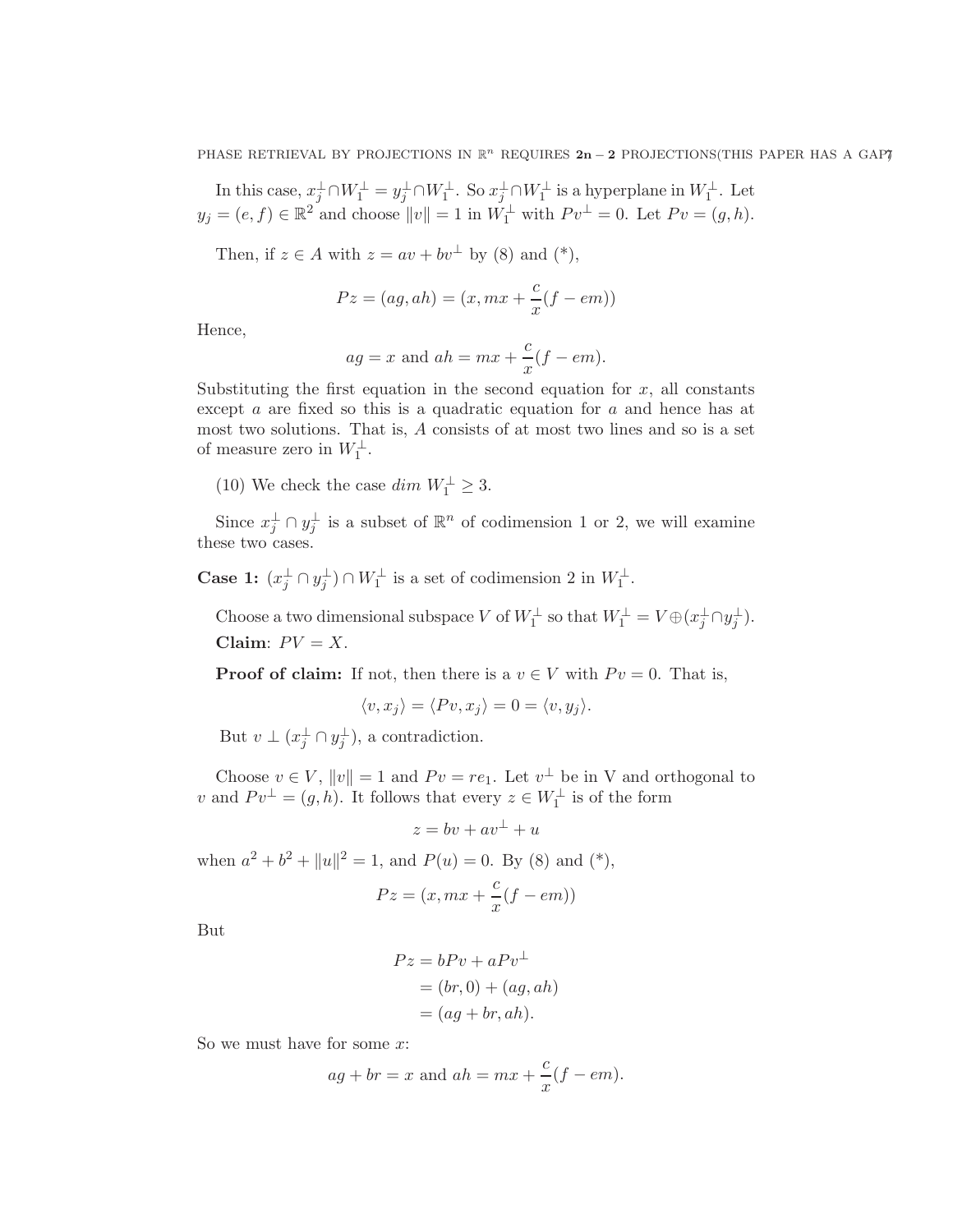In this case, $x_j^\perp \cap W_1^\perp = y_j^\perp \cap W_1^\perp$. So $x_j^\perp \cap W_1^\perp$ is a hyperplane in $W_1^\perp$. Let $y_j = (e, f) \in \mathbb{R}^2$ and choose $\|v\| = 1$ in $W_1^\perp$ with $Pv^\perp = 0$. Let $Pv = (g, h)$.

Then, if $z \in A$ with $z = av + bv^\perp$ by (8) and (*),

$$Pz = (ag, ah) = (x, mx + \frac{c}{x}(f - em))$$

Hence,

$$ag = x \text{ and } ah = mx + \frac{c}{x}(f - em).$$

Substituting the first equation in the second equation for $x$, all constants except $a$ are fixed so this is a quadratic equation for $a$ and hence has at most two solutions. That is, $A$ consists of at most two lines and so is a set of measure zero in $W_1^\perp$.

(10) We check the case $dim\ W_1^\perp \geq 3$.

Since $x_j^\perp \cap y_j^\perp$ is a subset of $\mathbb{R}^n$ of codimension 1 or 2, we will examine these two cases.

**Case 1:** $(x_j^\perp \cap y_j^\perp) \cap W_1^\perp$ is a set of codimension 2 in $W_1^\perp$.

Choose a two dimensional subspace $V$ of $W_1^\perp$ so that $W_1^\perp = V \oplus (x_j^\perp \cap y_j^\perp)$.
**Claim**: $PV = X$.

**Proof of claim:** If not, then there is a $v \in V$ with $Pv = 0$. That is,

$$\langle v, x_j \rangle = \langle Pv, x_j \rangle = 0 = \langle v, y_j \rangle.$$

But $v \perp (x_j^\perp \cap y_j^\perp)$, a contradiction.

Choose $v \in V$, $\|v\| = 1$ and $Pv = re_1$. Let $v^\perp$ be in V and orthogonal to $v$ and $Pv^\perp = (g, h)$. It follows that every $z \in W_1^\perp$ is of the form

$$z = bv + av^\perp + u$$

when $a^2 + b^2 + \|u\|^2 = 1$, and $P(u) = 0$. By (8) and (*),

$$Pz = (x, mx + \frac{c}{x}(f - em))$$

But

$$\begin{aligned} Pz &= bPv + aPv^\perp \\ &= (br, 0) + (ag, ah) \\ &= (ag + br, ah). \end{aligned}$$

So we must have for some $x$:

$$ag + br = x \text{ and } ah = mx + \frac{c}{x}(f - em).$$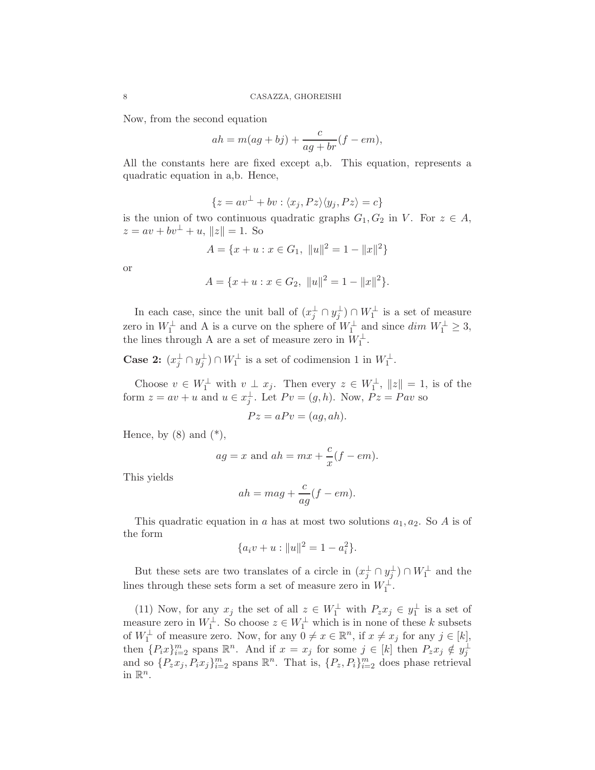Now, from the second equation

$$ah = m(ag + bj) + \frac{c}{ag + br}(f - em),$$

All the constants here are fixed except a,b. This equation, represents a quadratic equation in a,b. Hence,

$$\{z = av^{\perp} + bv : \langle x_j, Pz\rangle\langle y_j, Pz\rangle = c\}$$

is the union of two continuous quadratic graphs $G_1, G_2$ in $V$. For $z \in A$, $z = av + bv^{\perp} + u$, $\|z\| = 1$. So

$$A = \{x + u : x \in G_1,\ \|u\|^2 = 1 - \|x\|^2\}$$

or

$$A = \{x + u : x \in G_2,\ \|u\|^2 = 1 - \|x\|^2\}.$$

In each case, since the unit ball of $(x_j^{\perp} \cap y_j^{\perp}) \cap W_1^{\perp}$ is a set of measure zero in $W_1^{\perp}$ and A is a curve on the sphere of $W_1^{\perp}$ and since $dim\ W_1^{\perp} \geq 3$, the lines through A are a set of measure zero in $W_1^{\perp}$.

**Case 2:** $(x_j^{\perp} \cap y_j^{\perp}) \cap W_1^{\perp}$ is a set of codimension 1 in $W_1^{\perp}$.

Choose $v \in W_1^{\perp}$ with $v \perp x_j$. Then every $z \in W_1^{\perp}$, $\|z\| = 1$, is of the form $z = av + u$ and $u \in x_j^{\perp}$. Let $Pv = (g, h)$. Now, $Pz = Pav$ so

$$Pz = aPv = (ag, ah).$$

Hence, by (8) and (\*),

$$ag = x \text{ and } ah = mx + \frac{c}{x}(f - em).$$

This yields

$$ah = mag + \frac{c}{ag}(f - em).$$

This quadratic equation in $a$ has at most two solutions $a_1, a_2$. So $A$ is of the form

$$\{a_i v + u : \|u\|^2 = 1 - a_i^2\}.$$

But these sets are two translates of a circle in $(x_j^{\perp} \cap y_j^{\perp}) \cap W_1^{\perp}$ and the lines through these sets form a set of measure zero in $W_1^{\perp}$.

(11) Now, for any $x_j$ the set of all $z \in W_1^{\perp}$ with $P_z x_j \in y_1^{\perp}$ is a set of measure zero in $W_1^{\perp}$. So choose $z \in W_1^{\perp}$ which is in none of these $k$ subsets of $W_1^{\perp}$ of measure zero. Now, for any $0 \neq x \in \mathbb{R}^n$, if $x \neq x_j$ for any $j \in [k]$, then $\{P_i x\}_{i=2}^m$ spans $\mathbb{R}^n$. And if $x = x_j$ for some $j \in [k]$ then $P_z x_j \notin y_j^{\perp}$ and so $\{P_z x_j, P_i x_j\}_{i=2}^m$ spans $\mathbb{R}^n$. That is, $\{P_z, P_i\}_{i=2}^m$ does phase retrieval in $\mathbb{R}^n$.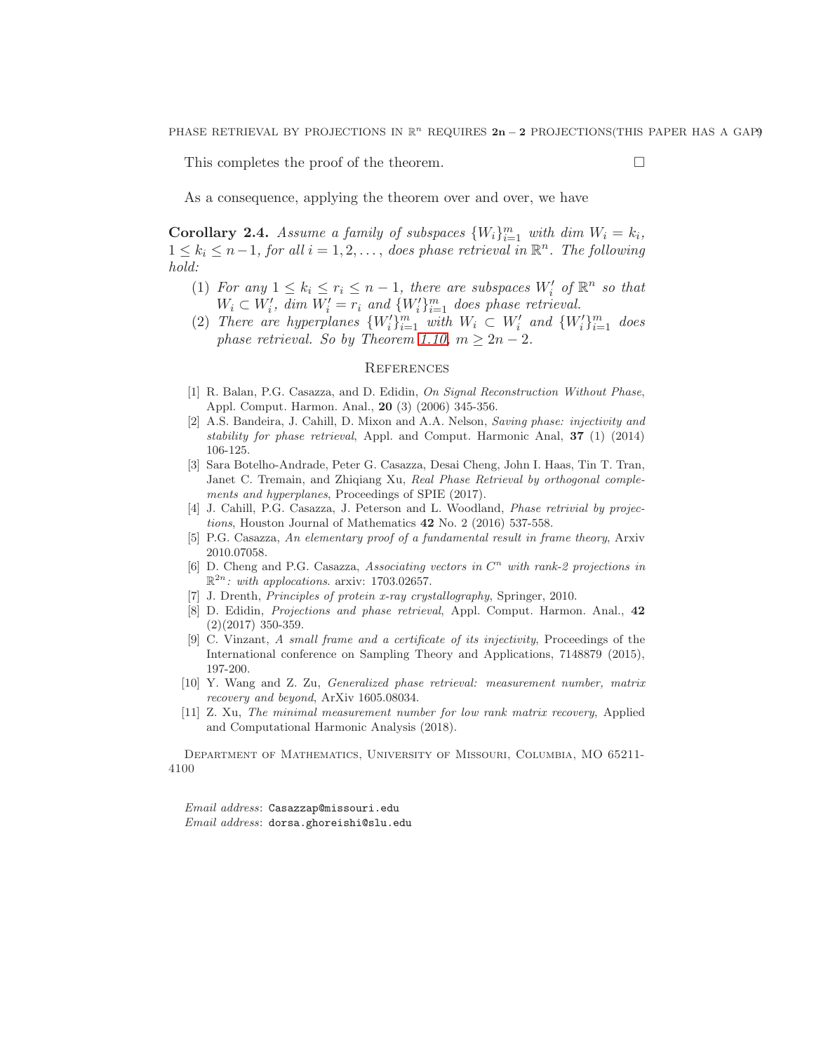This completes the proof of the theorem. □

As a consequence, applying the theorem over and over, we have

**Corollary 2.4.** *Assume a family of subspaces $\{W_i\}_{i=1}^m$ with dim $W_i = k_i$, $1 \leq k_i \leq n-1$, for all $i = 1, 2, \ldots,$ does phase retrieval in $\mathbb{R}^n$. The following hold:*

1. *For any $1 \leq k_i \leq r_i \leq n-1$, there are subspaces $W_i'$ of $\mathbb{R}^n$ so that $W_i \subset W_i'$, dim $W_i' = r_i$ and $\{W_i'\}_{i=1}^m$ does phase retrieval.*
2. *There are hyperplanes $\{W_i'\}_{i=1}^m$ with $W_i \subset W_i'$ and $\{W_i'\}_{i=1}^m$ does phase retrieval. So by Theorem 1.10, $m \geq 2n-2$.*

## References

[1] R. Balan, P.G. Casazza, and D. Edidin, *On Signal Reconstruction Without Phase*, Appl. Comput. Harmon. Anal., **20** (3) (2006) 345-356.

[2] A.S. Bandeira, J. Cahill, D. Mixon and A.A. Nelson, *Saving phase: injectivity and stability for phase retrieval*, Appl. and Comput. Harmonic Anal, **37** (1) (2014) 106-125.

[3] Sara Botelho-Andrade, Peter G. Casazza, Desai Cheng, John I. Haas, Tin T. Tran, Janet C. Tremain, and Zhiqiang Xu, *Real Phase Retrieval by orthogonal complements and hyperplanes*, Proceedings of SPIE (2017).

[4] J. Cahill, P.G. Casazza, J. Peterson and L. Woodland, *Phase retrivial by projections*, Houston Journal of Mathematics **42** No. 2 (2016) 537-558.

[5] P.G. Casazza, *An elementary proof of a fundamental result in frame theory*, Arxiv 2010.07058.

[6] D. Cheng and P.G. Casazza, *Associating vectors in $C^n$ with rank-2 projections in $\mathbb{R}^{2n}$: with applocations*. arxiv: 1703.02657.

[7] J. Drenth, *Principles of protein x-ray crystallography*, Springer, 2010.

[8] D. Edidin, *Projections and phase retrieval*, Appl. Comput. Harmon. Anal., **42** (2)(2017) 350-359.

[9] C. Vinzant, *A small frame and a certificate of its injectivity*, Proceedings of the International conference on Sampling Theory and Applications, 7148879 (2015), 197-200.

[10] Y. Wang and Z. Zu, *Generalized phase retrieval: measurement number, matrix recovery and beyond*, ArXiv 1605.08034.

[11] Z. Xu, *The minimal measurement number for low rank matrix recovery*, Applied and Computational Harmonic Analysis (2018).

Department of Mathematics, University of Missouri, Columbia, MO 65211-4100

*Email address*: Casazzap@missouri.edu
*Email address*: dorsa.ghoreishi@slu.edu